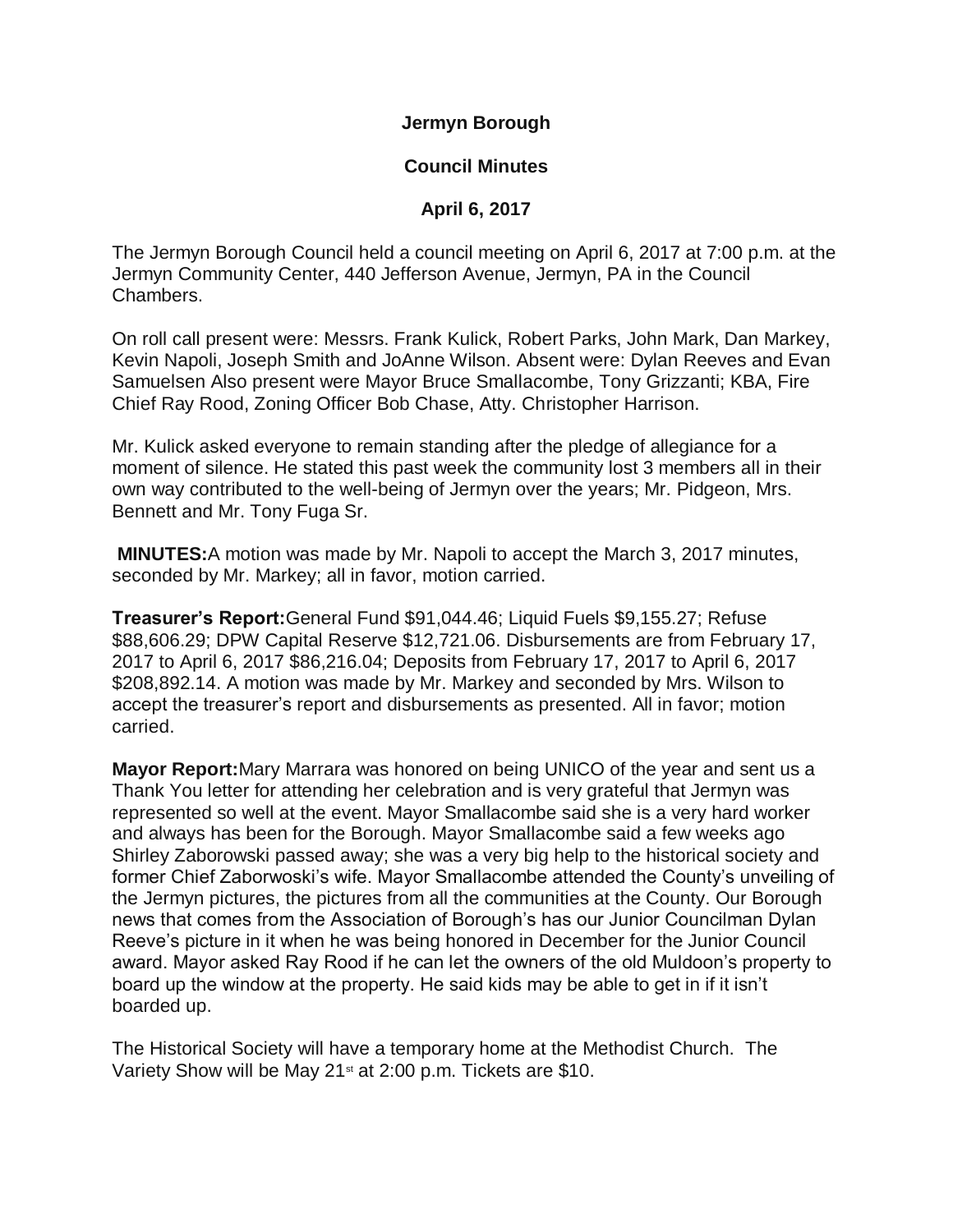# Jermyn Borough

## Council Minutes

## April 6, 2017

The Jermyn Borough Council held a council meeting on April 6, 2017 at 7:00 p.m. at the Jermyn Community Center, 440 Jefferson Avenue, Jermyn, PA in the Council Chambers.

On roll call present were: Messrs. Frank Kulick, Robert Parks, John Mark, Dan Markey, Kevin Napoli, Joseph Smith and JoAnne Wilson. Absent were: Dylan Reeves and Evan Samuelsen Also present were Mayor Bruce Smallacombe, Tony Grizzanti; KBA, Fire Chief Ray Rood, Zoning Officer Bob Chase, Atty. Christopher Harrison.

Mr. Kulick asked everyone to remain standing after the pledge of allegiance for a moment of silence. He stated this past week the community lost 3 members all in their own way contributed to the well-being of Jermyn over the years; Mr. Pidgeon, Mrs. Bennett and Mr. Tony Fuga Sr.

**MINUTES:** A motion was made by Mr. Napoli to accept the March 3, 2017 minutes, seconded by Mr. Markey; all in favor, motion carried.

**Treasurer's Report:** General Fund $91,044.46; Liquid Fuels $9,155.27; Refuse $88,606.29; DPW Capital Reserve $12,721.06. Disbursements are from February 17, 2017 to April 6, 2017 $86,216.04; Deposits from February 17, 2017 to April 6, 2017 $208,892.14. A motion was made by Mr. Markey and seconded by Mrs. Wilson to accept the treasurer's report and disbursements as presented. All in favor; motion carried.

**Mayor Report:** Mary Marrara was honored on being UNICO of the year and sent us a Thank You letter for attending her celebration and is very grateful that Jermyn was represented so well at the event. Mayor Smallacombe said she is a very hard worker and always has been for the Borough. Mayor Smallacombe said a few weeks ago Shirley Zaborowski passed away; she was a very big help to the historical society and former Chief Zaborwoski's wife. Mayor Smallacombe attended the County's unveiling of the Jermyn pictures, the pictures from all the communities at the County. Our Borough news that comes from the Association of Borough's has our Junior Councilman Dylan Reeve's picture in it when he was being honored in December for the Junior Council award. Mayor asked Ray Rood if he can let the owners of the old Muldoon's property to board up the window at the property. He said kids may be able to get in if it isn't boarded up.

The Historical Society will have a temporary home at the Methodist Church. The Variety Show will be May 21st at 2:00 p.m. Tickets are $10.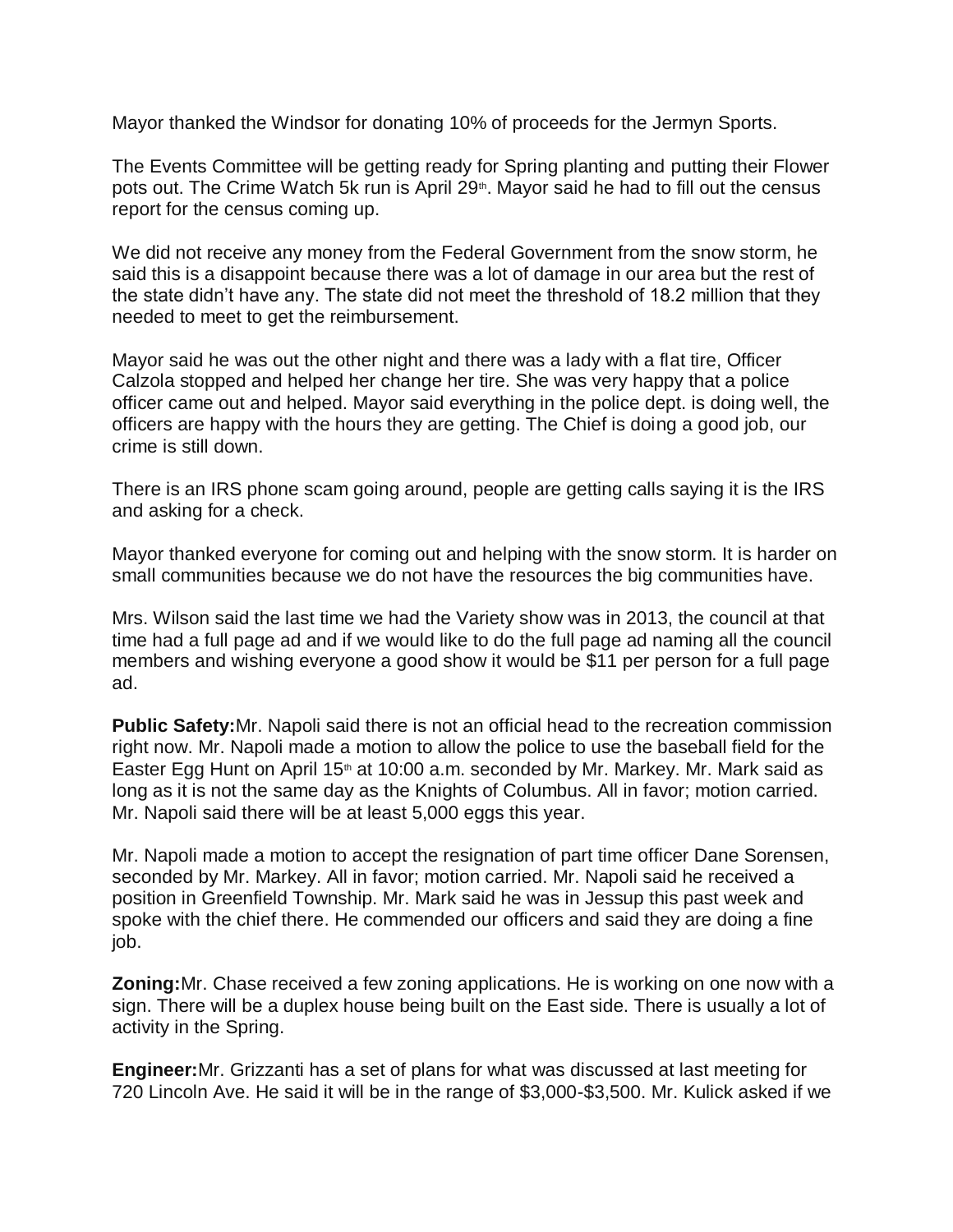Mayor thanked the Windsor for donating 10% of proceeds for the Jermyn Sports.

The Events Committee will be getting ready for Spring planting and putting their Flower pots out. The Crime Watch 5k run is April 29th. Mayor said he had to fill out the census report for the census coming up.

We did not receive any money from the Federal Government from the snow storm, he said this is a disappoint because there was a lot of damage in our area but the rest of the state didn't have any. The state did not meet the threshold of 18.2 million that they needed to meet to get the reimbursement.

Mayor said he was out the other night and there was a lady with a flat tire, Officer Calzola stopped and helped her change her tire. She was very happy that a police officer came out and helped. Mayor said everything in the police dept. is doing well, the officers are happy with the hours they are getting. The Chief is doing a good job, our crime is still down.

There is an IRS phone scam going around, people are getting calls saying it is the IRS and asking for a check.

Mayor thanked everyone for coming out and helping with the snow storm. It is harder on small communities because we do not have the resources the big communities have.

Mrs. Wilson said the last time we had the Variety show was in 2013, the council at that time had a full page ad and if we would like to do the full page ad naming all the council members and wishing everyone a good show it would be $11 per person for a full page ad.

**Public Safety:** Mr. Napoli said there is not an official head to the recreation commission right now. Mr. Napoli made a motion to allow the police to use the baseball field for the Easter Egg Hunt on April 15th at 10:00 a.m. seconded by Mr. Markey. Mr. Mark said as long as it is not the same day as the Knights of Columbus. All in favor; motion carried. Mr. Napoli said there will be at least 5,000 eggs this year.

Mr. Napoli made a motion to accept the resignation of part time officer Dane Sorensen, seconded by Mr. Markey. All in favor; motion carried. Mr. Napoli said he received a position in Greenfield Township. Mr. Mark said he was in Jessup this past week and spoke with the chief there. He commended our officers and said they are doing a fine job.

**Zoning:** Mr. Chase received a few zoning applications. He is working on one now with a sign. There will be a duplex house being built on the East side. There is usually a lot of activity in the Spring.

**Engineer:** Mr. Grizzanti has a set of plans for what was discussed at last meeting for 720 Lincoln Ave. He said it will be in the range of $3,000-$3,500. Mr. Kulick asked if we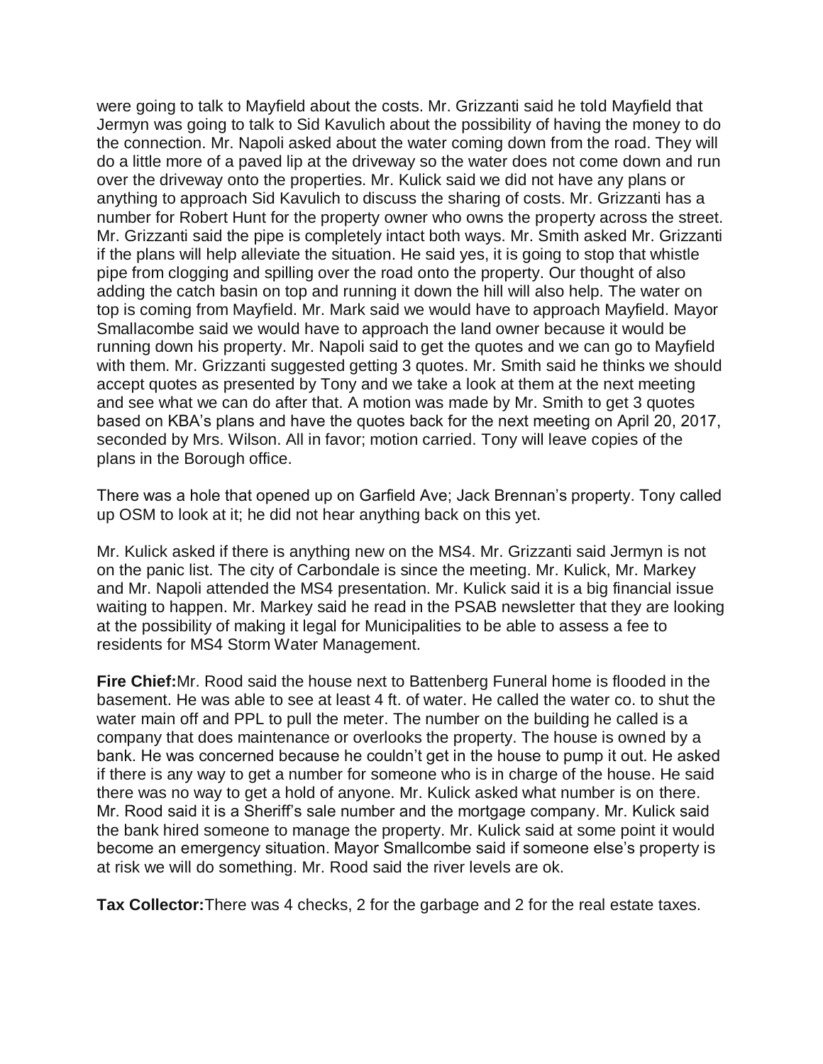were going to talk to Mayfield about the costs. Mr. Grizzanti said he told Mayfield that Jermyn was going to talk to Sid Kavulich about the possibility of having the money to do the connection. Mr. Napoli asked about the water coming down from the road. They will do a little more of a paved lip at the driveway so the water does not come down and run over the driveway onto the properties. Mr. Kulick said we did not have any plans or anything to approach Sid Kavulich to discuss the sharing of costs. Mr. Grizzanti has a number for Robert Hunt for the property owner who owns the property across the street. Mr. Grizzanti said the pipe is completely intact both ways. Mr. Smith asked Mr. Grizzanti if the plans will help alleviate the situation. He said yes, it is going to stop that whistle pipe from clogging and spilling over the road onto the property. Our thought of also adding the catch basin on top and running it down the hill will also help. The water on top is coming from Mayfield. Mr. Mark said we would have to approach Mayfield. Mayor Smallacombe said we would have to approach the land owner because it would be running down his property. Mr. Napoli said to get the quotes and we can go to Mayfield with them. Mr. Grizzanti suggested getting 3 quotes. Mr. Smith said he thinks we should accept quotes as presented by Tony and we take a look at them at the next meeting and see what we can do after that. A motion was made by Mr. Smith to get 3 quotes based on KBA's plans and have the quotes back for the next meeting on April 20, 2017, seconded by Mrs. Wilson. All in favor; motion carried. Tony will leave copies of the plans in the Borough office.

There was a hole that opened up on Garfield Ave; Jack Brennan's property. Tony called up OSM to look at it; he did not hear anything back on this yet.

Mr. Kulick asked if there is anything new on the MS4. Mr. Grizzanti said Jermyn is not on the panic list. The city of Carbondale is since the meeting. Mr. Kulick, Mr. Markey and Mr. Napoli attended the MS4 presentation. Mr. Kulick said it is a big financial issue waiting to happen. Mr. Markey said he read in the PSAB newsletter that they are looking at the possibility of making it legal for Municipalities to be able to assess a fee to residents for MS4 Storm Water Management.

**Fire Chief:** Mr. Rood said the house next to Battenberg Funeral home is flooded in the basement. He was able to see at least 4 ft. of water. He called the water co. to shut the water main off and PPL to pull the meter. The number on the building he called is a company that does maintenance or overlooks the property. The house is owned by a bank. He was concerned because he couldn't get in the house to pump it out. He asked if there is any way to get a number for someone who is in charge of the house. He said there was no way to get a hold of anyone. Mr. Kulick asked what number is on there. Mr. Rood said it is a Sheriff's sale number and the mortgage company. Mr. Kulick said the bank hired someone to manage the property. Mr. Kulick said at some point it would become an emergency situation. Mayor Smallcombe said if someone else's property is at risk we will do something. Mr. Rood said the river levels are ok.

**Tax Collector:** There was 4 checks, 2 for the garbage and 2 for the real estate taxes.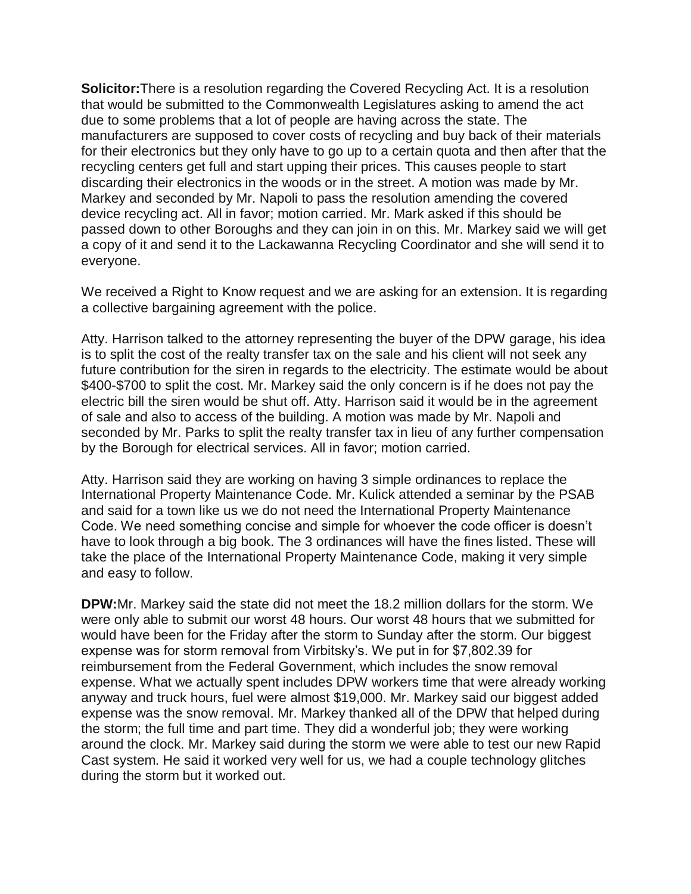**Solicitor:** There is a resolution regarding the Covered Recycling Act. It is a resolution that would be submitted to the Commonwealth Legislatures asking to amend the act due to some problems that a lot of people are having across the state. The manufacturers are supposed to cover costs of recycling and buy back of their materials for their electronics but they only have to go up to a certain quota and then after that the recycling centers get full and start upping their prices. This causes people to start discarding their electronics in the woods or in the street. A motion was made by Mr. Markey and seconded by Mr. Napoli to pass the resolution amending the covered device recycling act. All in favor; motion carried. Mr. Mark asked if this should be passed down to other Boroughs and they can join in on this. Mr. Markey said we will get a copy of it and send it to the Lackawanna Recycling Coordinator and she will send it to everyone.

We received a Right to Know request and we are asking for an extension. It is regarding a collective bargaining agreement with the police.

Atty. Harrison talked to the attorney representing the buyer of the DPW garage, his idea is to split the cost of the realty transfer tax on the sale and his client will not seek any future contribution for the siren in regards to the electricity. The estimate would be about $400-$700 to split the cost. Mr. Markey said the only concern is if he does not pay the electric bill the siren would be shut off. Atty. Harrison said it would be in the agreement of sale and also to access of the building. A motion was made by Mr. Napoli and seconded by Mr. Parks to split the realty transfer tax in lieu of any further compensation by the Borough for electrical services. All in favor; motion carried.

Atty. Harrison said they are working on having 3 simple ordinances to replace the International Property Maintenance Code. Mr. Kulick attended a seminar by the PSAB and said for a town like us we do not need the International Property Maintenance Code. We need something concise and simple for whoever the code officer is doesn't have to look through a big book. The 3 ordinances will have the fines listed. These will take the place of the International Property Maintenance Code, making it very simple and easy to follow.

**DPW:** Mr. Markey said the state did not meet the 18.2 million dollars for the storm. We were only able to submit our worst 48 hours. Our worst 48 hours that we submitted for would have been for the Friday after the storm to Sunday after the storm. Our biggest expense was for storm removal from Virbitsky's. We put in for $7,802.39 for reimbursement from the Federal Government, which includes the snow removal expense. What we actually spent includes DPW workers time that were already working anyway and truck hours, fuel were almost $19,000. Mr. Markey said our biggest added expense was the snow removal. Mr. Markey thanked all of the DPW that helped during the storm; the full time and part time. They did a wonderful job; they were working around the clock. Mr. Markey said during the storm we were able to test our new Rapid Cast system. He said it worked very well for us, we had a couple technology glitches during the storm but it worked out.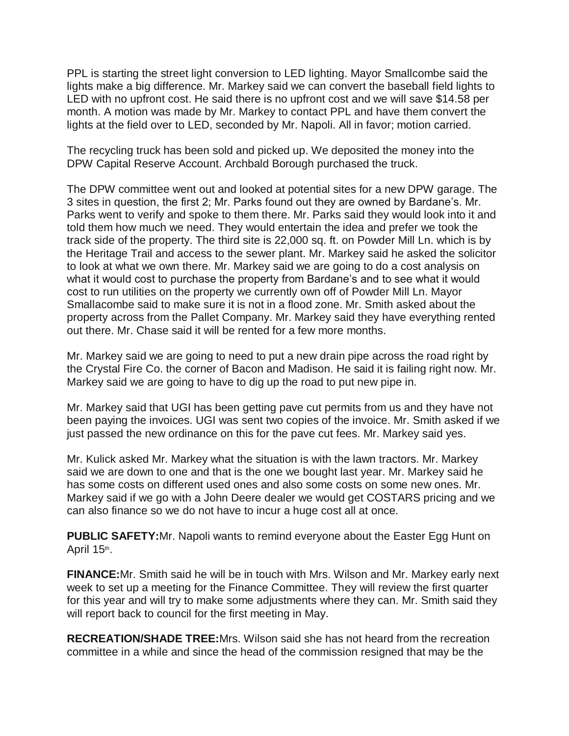PPL is starting the street light conversion to LED lighting. Mayor Smallcombe said the lights make a big difference. Mr. Markey said we can convert the baseball field lights to LED with no upfront cost. He said there is no upfront cost and we will save $14.58 per month. A motion was made by Mr. Markey to contact PPL and have them convert the lights at the field over to LED, seconded by Mr. Napoli. All in favor; motion carried.

The recycling truck has been sold and picked up. We deposited the money into the DPW Capital Reserve Account. Archbald Borough purchased the truck.

The DPW committee went out and looked at potential sites for a new DPW garage. The 3 sites in question, the first 2; Mr. Parks found out they are owned by Bardane's. Mr. Parks went to verify and spoke to them there. Mr. Parks said they would look into it and told them how much we need. They would entertain the idea and prefer we took the track side of the property. The third site is 22,000 sq. ft. on Powder Mill Ln. which is by the Heritage Trail and access to the sewer plant. Mr. Markey said he asked the solicitor to look at what we own there. Mr. Markey said we are going to do a cost analysis on what it would cost to purchase the property from Bardane's and to see what it would cost to run utilities on the property we currently own off of Powder Mill Ln. Mayor Smallacombe said to make sure it is not in a flood zone. Mr. Smith asked about the property across from the Pallet Company. Mr. Markey said they have everything rented out there. Mr. Chase said it will be rented for a few more months.

Mr. Markey said we are going to need to put a new drain pipe across the road right by the Crystal Fire Co. the corner of Bacon and Madison. He said it is failing right now. Mr. Markey said we are going to have to dig up the road to put new pipe in.

Mr. Markey said that UGI has been getting pave cut permits from us and they have not been paying the invoices. UGI was sent two copies of the invoice. Mr. Smith asked if we just passed the new ordinance on this for the pave cut fees. Mr. Markey said yes.

Mr. Kulick asked Mr. Markey what the situation is with the lawn tractors. Mr. Markey said we are down to one and that is the one we bought last year. Mr. Markey said he has some costs on different used ones and also some costs on some new ones. Mr. Markey said if we go with a John Deere dealer we would get COSTARS pricing and we can also finance so we do not have to incur a huge cost all at once.

**PUBLIC SAFETY:** Mr. Napoli wants to remind everyone about the Easter Egg Hunt on April 15th.

**FINANCE:** Mr. Smith said he will be in touch with Mrs. Wilson and Mr. Markey early next week to set up a meeting for the Finance Committee. They will review the first quarter for this year and will try to make some adjustments where they can. Mr. Smith said they will report back to council for the first meeting in May.

**RECREATION/SHADE TREE:** Mrs. Wilson said she has not heard from the recreation committee in a while and since the head of the commission resigned that may be the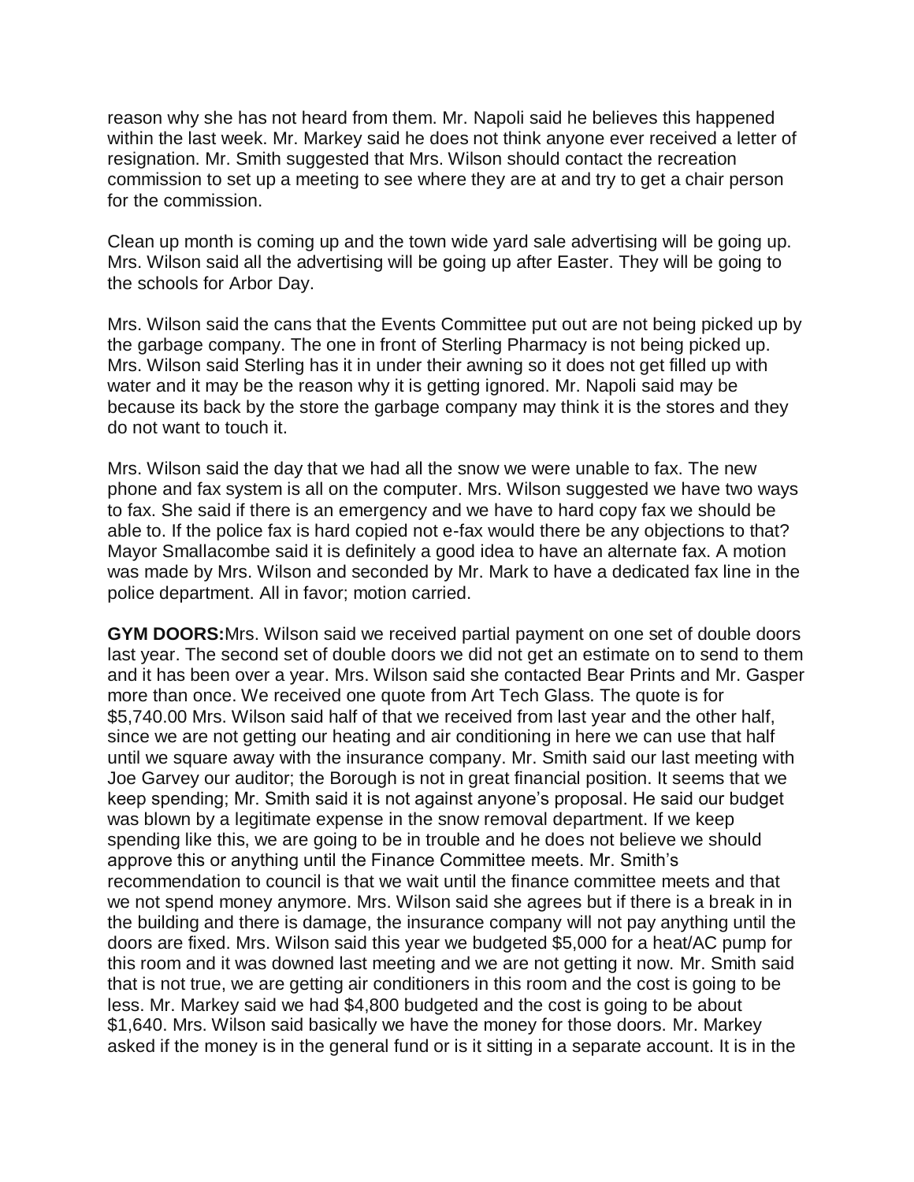reason why she has not heard from them. Mr. Napoli said he believes this happened within the last week. Mr. Markey said he does not think anyone ever received a letter of resignation. Mr. Smith suggested that Mrs. Wilson should contact the recreation commission to set up a meeting to see where they are at and try to get a chair person for the commission.

Clean up month is coming up and the town wide yard sale advertising will be going up. Mrs. Wilson said all the advertising will be going up after Easter. They will be going to the schools for Arbor Day.

Mrs. Wilson said the cans that the Events Committee put out are not being picked up by the garbage company. The one in front of Sterling Pharmacy is not being picked up. Mrs. Wilson said Sterling has it in under their awning so it does not get filled up with water and it may be the reason why it is getting ignored. Mr. Napoli said may be because its back by the store the garbage company may think it is the stores and they do not want to touch it.

Mrs. Wilson said the day that we had all the snow we were unable to fax. The new phone and fax system is all on the computer. Mrs. Wilson suggested we have two ways to fax. She said if there is an emergency and we have to hard copy fax we should be able to. If the police fax is hard copied not e-fax would there be any objections to that? Mayor Smallacombe said it is definitely a good idea to have an alternate fax. A motion was made by Mrs. Wilson and seconded by Mr. Mark to have a dedicated fax line in the police department. All in favor; motion carried.

**GYM DOORS:** Mrs. Wilson said we received partial payment on one set of double doors last year. The second set of double doors we did not get an estimate on to send to them and it has been over a year. Mrs. Wilson said she contacted Bear Prints and Mr. Gasper more than once. We received one quote from Art Tech Glass. The quote is for $5,740.00 Mrs. Wilson said half of that we received from last year and the other half, since we are not getting our heating and air conditioning in here we can use that half until we square away with the insurance company. Mr. Smith said our last meeting with Joe Garvey our auditor; the Borough is not in great financial position. It seems that we keep spending; Mr. Smith said it is not against anyone's proposal. He said our budget was blown by a legitimate expense in the snow removal department. If we keep spending like this, we are going to be in trouble and he does not believe we should approve this or anything until the Finance Committee meets. Mr. Smith's recommendation to council is that we wait until the finance committee meets and that we not spend money anymore. Mrs. Wilson said she agrees but if there is a break in in the building and there is damage, the insurance company will not pay anything until the doors are fixed. Mrs. Wilson said this year we budgeted $5,000 for a heat/AC pump for this room and it was downed last meeting and we are not getting it now. Mr. Smith said that is not true, we are getting air conditioners in this room and the cost is going to be less. Mr. Markey said we had $4,800 budgeted and the cost is going to be about $1,640. Mrs. Wilson said basically we have the money for those doors. Mr. Markey asked if the money is in the general fund or is it sitting in a separate account. It is in the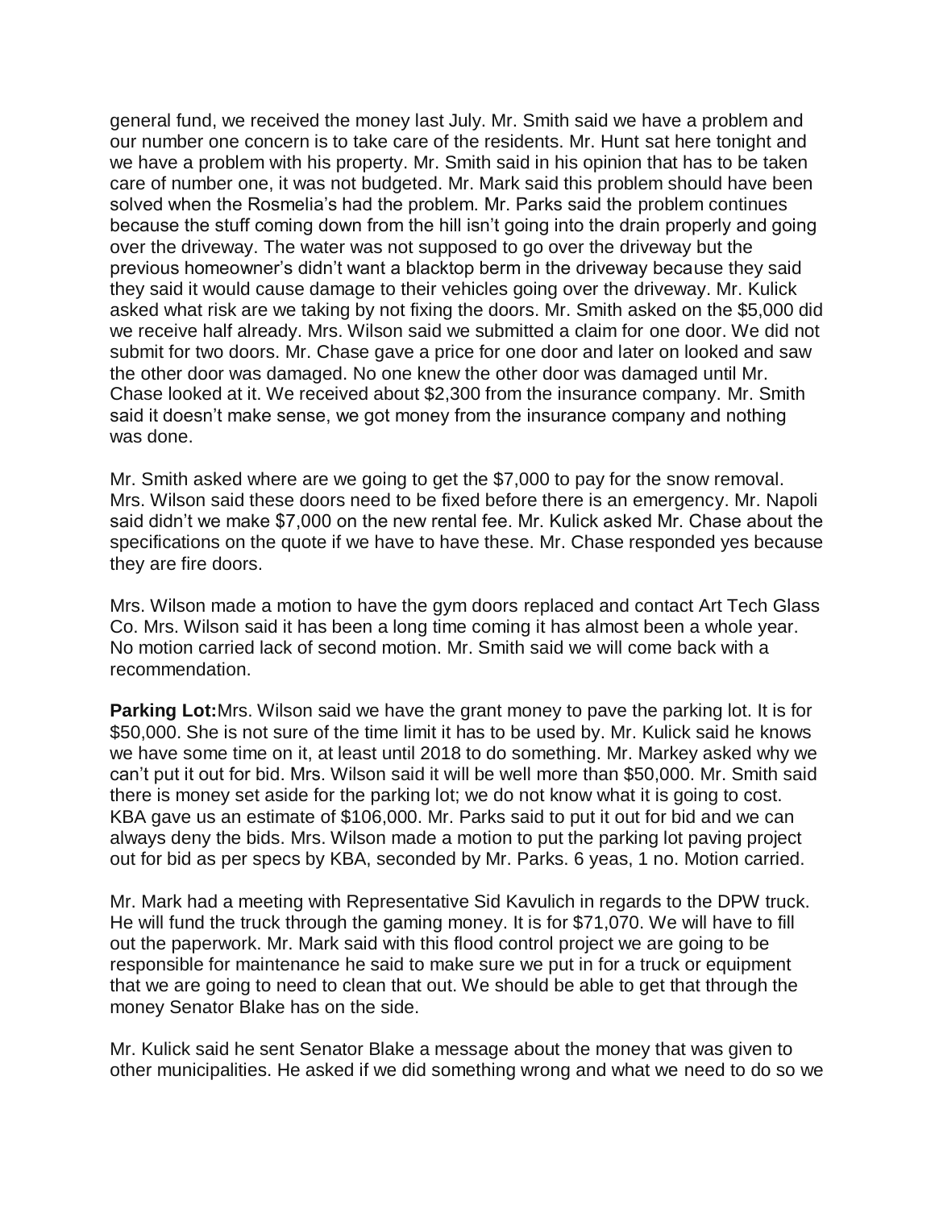general fund, we received the money last July. Mr. Smith said we have a problem and our number one concern is to take care of the residents. Mr. Hunt sat here tonight and we have a problem with his property. Mr. Smith said in his opinion that has to be taken care of number one, it was not budgeted. Mr. Mark said this problem should have been solved when the Rosmelia's had the problem. Mr. Parks said the problem continues because the stuff coming down from the hill isn't going into the drain properly and going over the driveway. The water was not supposed to go over the driveway but the previous homeowner's didn't want a blacktop berm in the driveway because they said they said it would cause damage to their vehicles going over the driveway. Mr. Kulick asked what risk are we taking by not fixing the doors. Mr. Smith asked on the $5,000 did we receive half already. Mrs. Wilson said we submitted a claim for one door. We did not submit for two doors. Mr. Chase gave a price for one door and later on looked and saw the other door was damaged. No one knew the other door was damaged until Mr. Chase looked at it. We received about $2,300 from the insurance company. Mr. Smith said it doesn't make sense, we got money from the insurance company and nothing was done.

Mr. Smith asked where are we going to get the $7,000 to pay for the snow removal. Mrs. Wilson said these doors need to be fixed before there is an emergency. Mr. Napoli said didn't we make $7,000 on the new rental fee. Mr. Kulick asked Mr. Chase about the specifications on the quote if we have to have these. Mr. Chase responded yes because they are fire doors.

Mrs. Wilson made a motion to have the gym doors replaced and contact Art Tech Glass Co. Mrs. Wilson said it has been a long time coming it has almost been a whole year. No motion carried lack of second motion. Mr. Smith said we will come back with a recommendation.

**Parking Lot:** Mrs. Wilson said we have the grant money to pave the parking lot. It is for $50,000. She is not sure of the time limit it has to be used by. Mr. Kulick said he knows we have some time on it, at least until 2018 to do something. Mr. Markey asked why we can't put it out for bid. Mrs. Wilson said it will be well more than $50,000. Mr. Smith said there is money set aside for the parking lot; we do not know what it is going to cost. KBA gave us an estimate of $106,000. Mr. Parks said to put it out for bid and we can always deny the bids. Mrs. Wilson made a motion to put the parking lot paving project out for bid as per specs by KBA, seconded by Mr. Parks. 6 yeas, 1 no. Motion carried.

Mr. Mark had a meeting with Representative Sid Kavulich in regards to the DPW truck. He will fund the truck through the gaming money. It is for $71,070. We will have to fill out the paperwork. Mr. Mark said with this flood control project we are going to be responsible for maintenance he said to make sure we put in for a truck or equipment that we are going to need to clean that out. We should be able to get that through the money Senator Blake has on the side.

Mr. Kulick said he sent Senator Blake a message about the money that was given to other municipalities. He asked if we did something wrong and what we need to do so we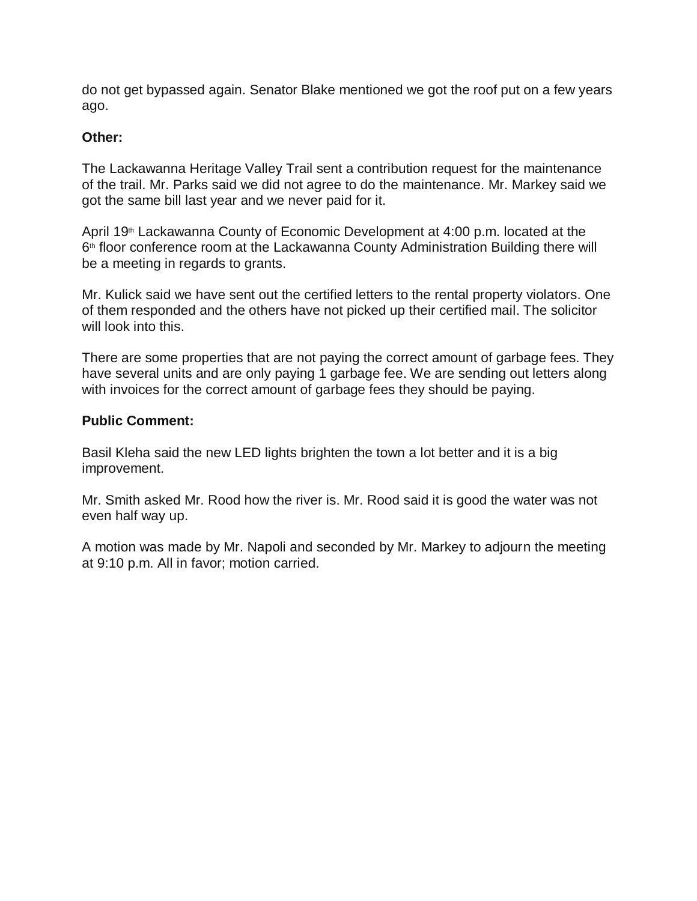do not get bypassed again. Senator Blake mentioned we got the roof put on a few years ago.

**Other:**

The Lackawanna Heritage Valley Trail sent a contribution request for the maintenance of the trail. Mr. Parks said we did not agree to do the maintenance. Mr. Markey said we got the same bill last year and we never paid for it.

April 19th Lackawanna County of Economic Development at 4:00 p.m. located at the 6th floor conference room at the Lackawanna County Administration Building there will be a meeting in regards to grants.

Mr. Kulick said we have sent out the certified letters to the rental property violators. One of them responded and the others have not picked up their certified mail. The solicitor will look into this.

There are some properties that are not paying the correct amount of garbage fees. They have several units and are only paying 1 garbage fee. We are sending out letters along with invoices for the correct amount of garbage fees they should be paying.

**Public Comment:**

Basil Kleha said the new LED lights brighten the town a lot better and it is a big improvement.

Mr. Smith asked Mr. Rood how the river is. Mr. Rood said it is good the water was not even half way up.

A motion was made by Mr. Napoli and seconded by Mr. Markey to adjourn the meeting at 9:10 p.m. All in favor; motion carried.